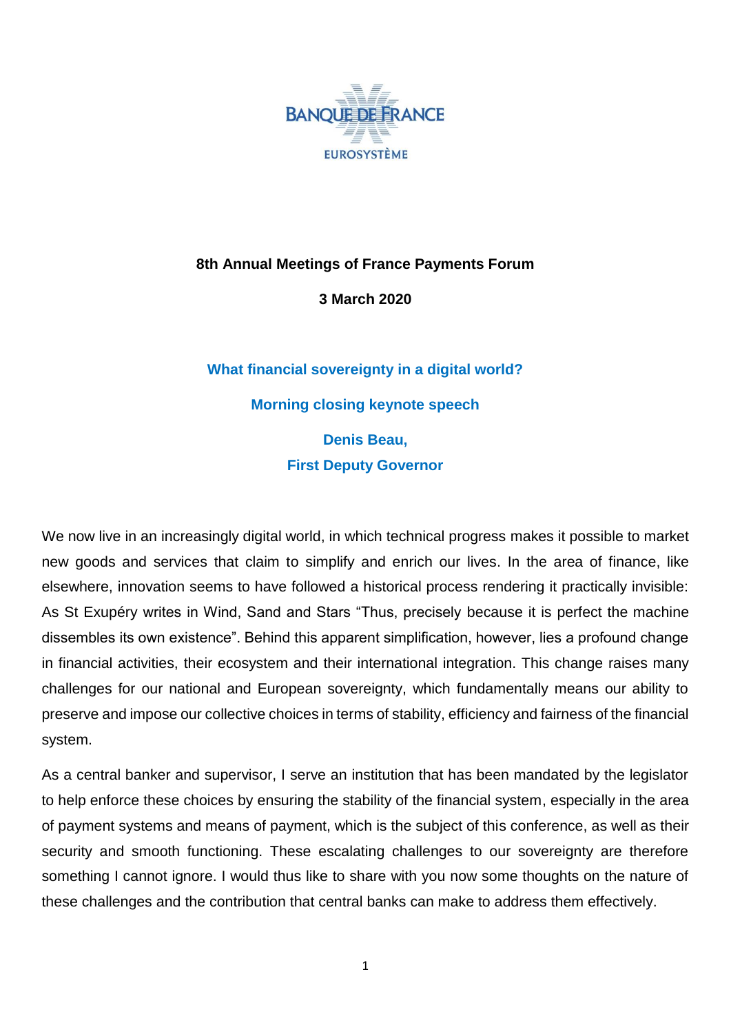BANQUE DE FRANCE

EUROSYSTÈME

**8th Annual Meetings of France Payments Forum**

**3 March 2020**

# What financial sovereignty in a digital world?

## Morning closing keynote speech

**Denis Beau,**
**First Deputy Governor**

We now live in an increasingly digital world, in which technical progress makes it possible to market new goods and services that claim to simplify and enrich our lives. In the area of finance, like elsewhere, innovation seems to have followed a historical process rendering it practically invisible: As St Exupéry writes in Wind, Sand and Stars "Thus, precisely because it is perfect the machine dissembles its own existence". Behind this apparent simplification, however, lies a profound change in financial activities, their ecosystem and their international integration. This change raises many challenges for our national and European sovereignty, which fundamentally means our ability to preserve and impose our collective choices in terms of stability, efficiency and fairness of the financial system.

As a central banker and supervisor, I serve an institution that has been mandated by the legislator to help enforce these choices by ensuring the stability of the financial system, especially in the area of payment systems and means of payment, which is the subject of this conference, as well as their security and smooth functioning. These escalating challenges to our sovereignty are therefore something I cannot ignore. I would thus like to share with you now some thoughts on the nature of these challenges and the contribution that central banks can make to address them effectively.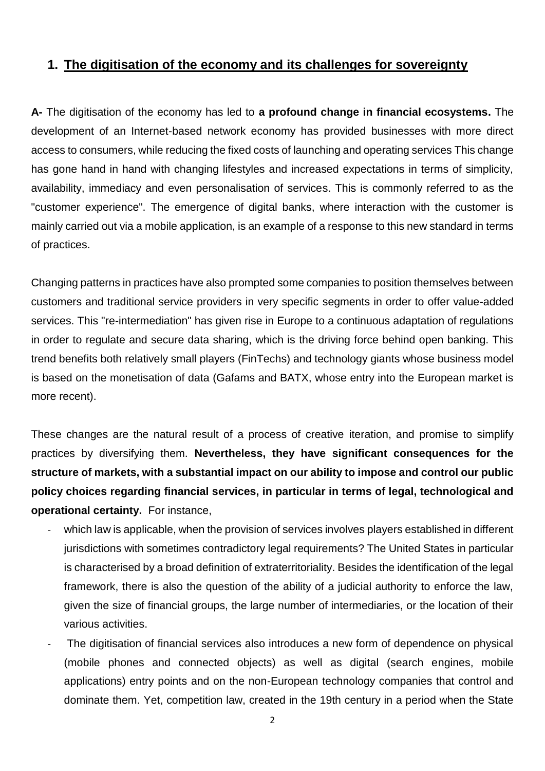## 1. The digitisation of the economy and its challenges for sovereignty

**A-** The digitisation of the economy has led to **a profound change in financial ecosystems.** The development of an Internet-based network economy has provided businesses with more direct access to consumers, while reducing the fixed costs of launching and operating services This change has gone hand in hand with changing lifestyles and increased expectations in terms of simplicity, availability, immediacy and even personalisation of services. This is commonly referred to as the "customer experience". The emergence of digital banks, where interaction with the customer is mainly carried out via a mobile application, is an example of a response to this new standard in terms of practices.

Changing patterns in practices have also prompted some companies to position themselves between customers and traditional service providers in very specific segments in order to offer value-added services. This "re-intermediation" has given rise in Europe to a continuous adaptation of regulations in order to regulate and secure data sharing, which is the driving force behind open banking. This trend benefits both relatively small players (FinTechs) and technology giants whose business model is based on the monetisation of data (Gafams and BATX, whose entry into the European market is more recent).

These changes are the natural result of a process of creative iteration, and promise to simplify practices by diversifying them. **Nevertheless, they have significant consequences for the structure of markets, with a substantial impact on our ability to impose and control our public policy choices regarding financial services, in particular in terms of legal, technological and operational certainty.** For instance,

- which law is applicable, when the provision of services involves players established in different jurisdictions with sometimes contradictory legal requirements? The United States in particular is characterised by a broad definition of extraterritoriality. Besides the identification of the legal framework, there is also the question of the ability of a judicial authority to enforce the law, given the size of financial groups, the large number of intermediaries, or the location of their various activities.
- The digitisation of financial services also introduces a new form of dependence on physical (mobile phones and connected objects) as well as digital (search engines, mobile applications) entry points and on the non-European technology companies that control and dominate them. Yet, competition law, created in the 19th century in a period when the State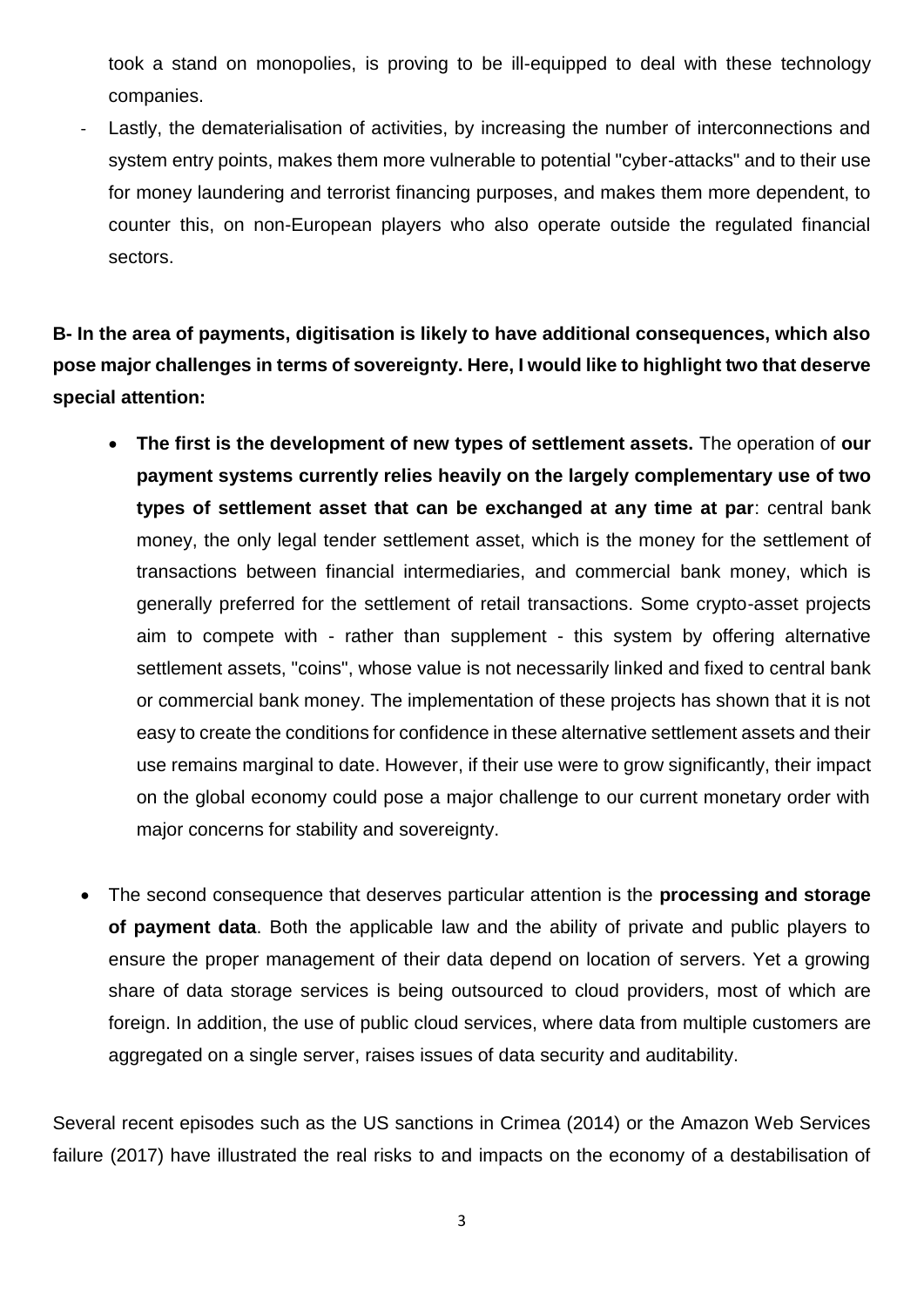took a stand on monopolies, is proving to be ill-equipped to deal with these technology companies.

- Lastly, the dematerialisation of activities, by increasing the number of interconnections and system entry points, makes them more vulnerable to potential "cyber-attacks" and to their use for money laundering and terrorist financing purposes, and makes them more dependent, to counter this, on non-European players who also operate outside the regulated financial sectors.

**B- In the area of payments, digitisation is likely to have additional consequences, which also pose major challenges in terms of sovereignty. Here, I would like to highlight two that deserve special attention:**

- **The first is the development of new types of settlement assets.** The operation of **our payment systems currently relies heavily on the largely complementary use of two types of settlement asset that can be exchanged at any time at par**: central bank money, the only legal tender settlement asset, which is the money for the settlement of transactions between financial intermediaries, and commercial bank money, which is generally preferred for the settlement of retail transactions. Some crypto-asset projects aim to compete with - rather than supplement - this system by offering alternative settlement assets, "coins", whose value is not necessarily linked and fixed to central bank or commercial bank money. The implementation of these projects has shown that it is not easy to create the conditions for confidence in these alternative settlement assets and their use remains marginal to date. However, if their use were to grow significantly, their impact on the global economy could pose a major challenge to our current monetary order with major concerns for stability and sovereignty.

- The second consequence that deserves particular attention is the **processing and storage of payment data**. Both the applicable law and the ability of private and public players to ensure the proper management of their data depend on location of servers. Yet a growing share of data storage services is being outsourced to cloud providers, most of which are foreign. In addition, the use of public cloud services, where data from multiple customers are aggregated on a single server, raises issues of data security and auditability.

Several recent episodes such as the US sanctions in Crimea (2014) or the Amazon Web Services failure (2017) have illustrated the real risks to and impacts on the economy of a destabilisation of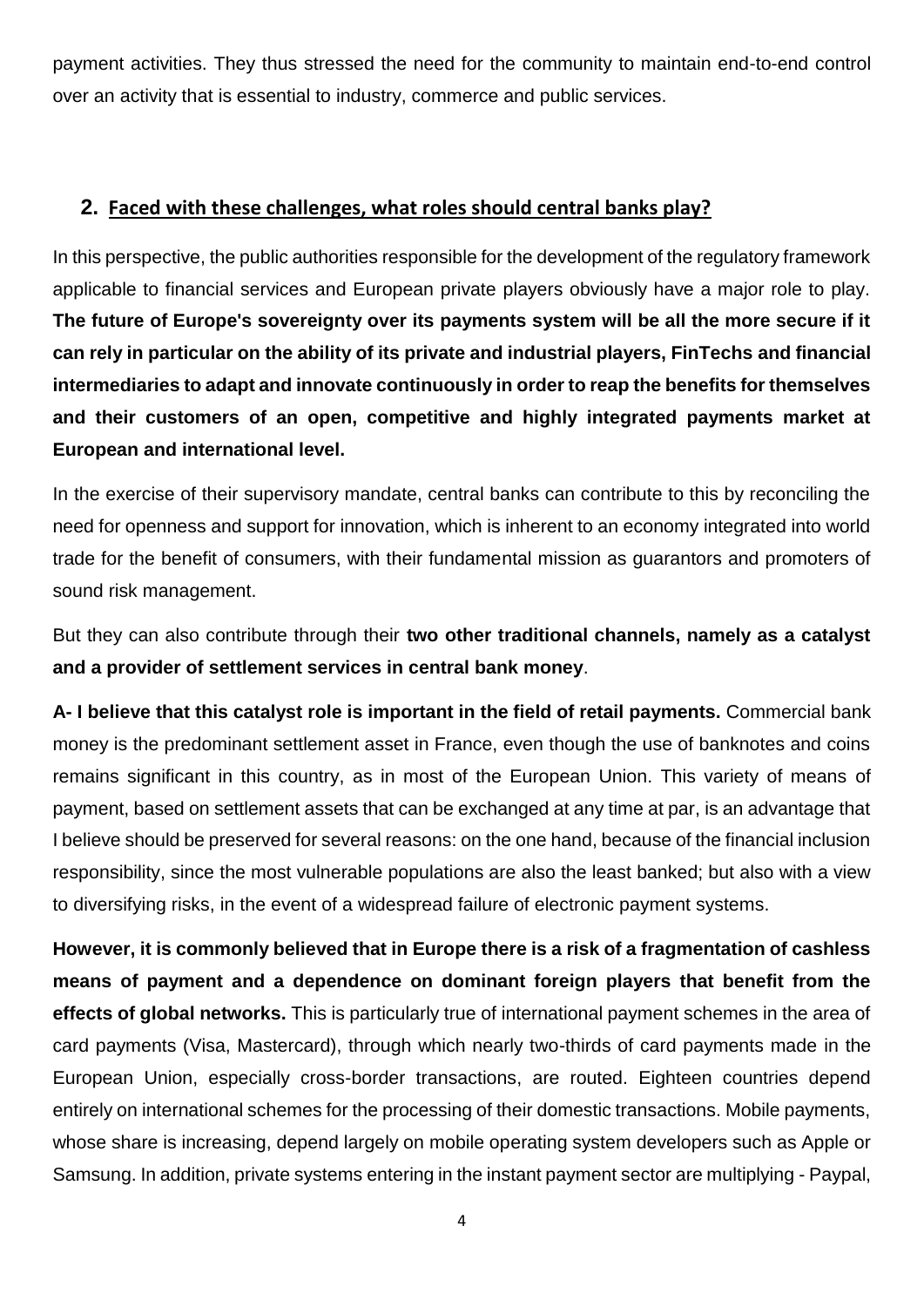payment activities. They thus stressed the need for the community to maintain end-to-end control over an activity that is essential to industry, commerce and public services.

## 2. Faced with these challenges, what roles should central banks play?

In this perspective, the public authorities responsible for the development of the regulatory framework applicable to financial services and European private players obviously have a major role to play. **The future of Europe's sovereignty over its payments system will be all the more secure if it can rely in particular on the ability of its private and industrial players, FinTechs and financial intermediaries to adapt and innovate continuously in order to reap the benefits for themselves and their customers of an open, competitive and highly integrated payments market at European and international level.**

In the exercise of their supervisory mandate, central banks can contribute to this by reconciling the need for openness and support for innovation, which is inherent to an economy integrated into world trade for the benefit of consumers, with their fundamental mission as guarantors and promoters of sound risk management.

But they can also contribute through their **two other traditional channels, namely as a catalyst and a provider of settlement services in central bank money**.

**A- I believe that this catalyst role is important in the field of retail payments.** Commercial bank money is the predominant settlement asset in France, even though the use of banknotes and coins remains significant in this country, as in most of the European Union. This variety of means of payment, based on settlement assets that can be exchanged at any time at par, is an advantage that I believe should be preserved for several reasons: on the one hand, because of the financial inclusion responsibility, since the most vulnerable populations are also the least banked; but also with a view to diversifying risks, in the event of a widespread failure of electronic payment systems.

**However, it is commonly believed that in Europe there is a risk of a fragmentation of cashless means of payment and a dependence on dominant foreign players that benefit from the effects of global networks.** This is particularly true of international payment schemes in the area of card payments (Visa, Mastercard), through which nearly two-thirds of card payments made in the European Union, especially cross-border transactions, are routed. Eighteen countries depend entirely on international schemes for the processing of their domestic transactions. Mobile payments, whose share is increasing, depend largely on mobile operating system developers such as Apple or Samsung. In addition, private systems entering in the instant payment sector are multiplying - Paypal,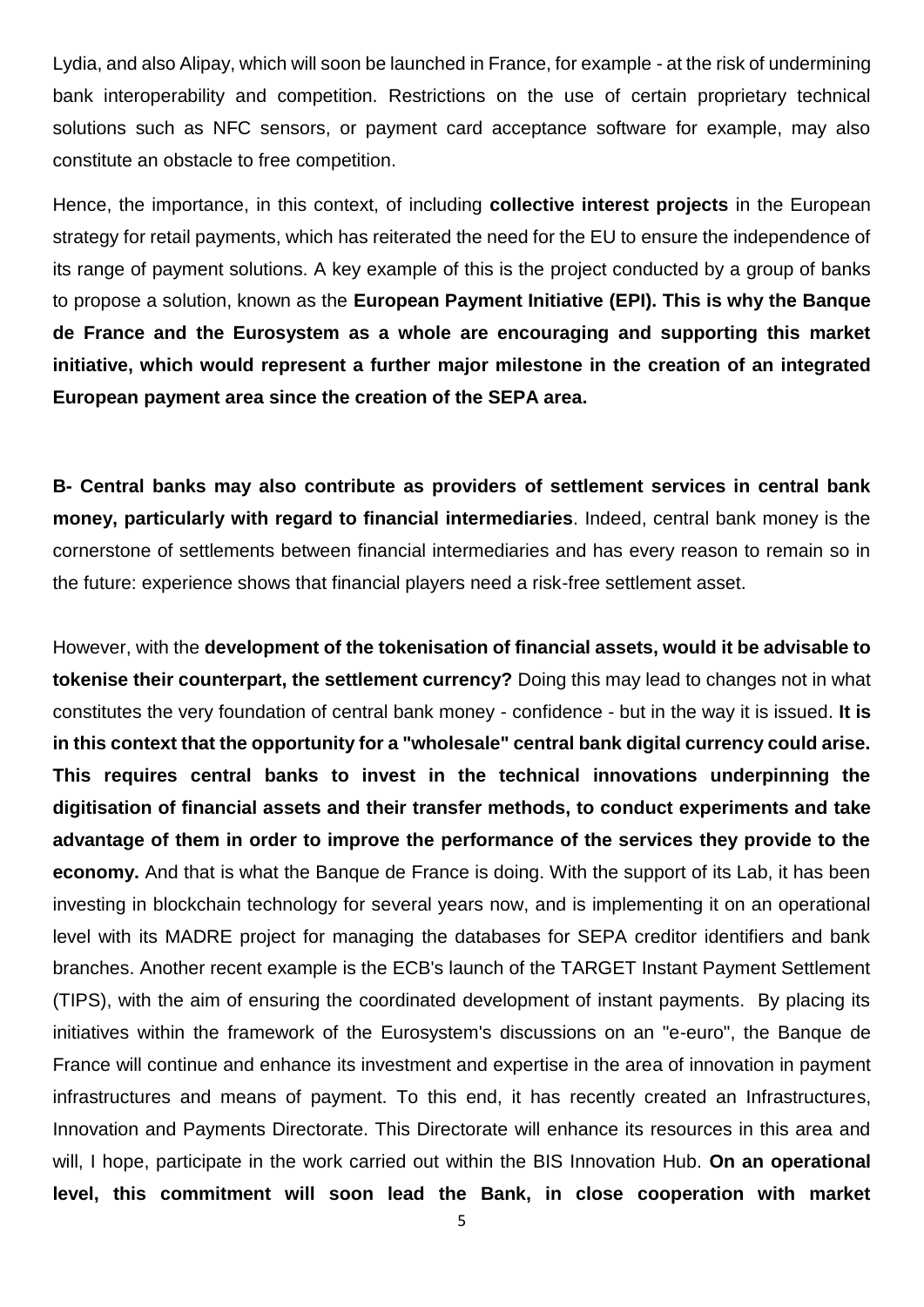Lydia, and also Alipay, which will soon be launched in France, for example - at the risk of undermining bank interoperability and competition. Restrictions on the use of certain proprietary technical solutions such as NFC sensors, or payment card acceptance software for example, may also constitute an obstacle to free competition.

Hence, the importance, in this context, of including **collective interest projects** in the European strategy for retail payments, which has reiterated the need for the EU to ensure the independence of its range of payment solutions. A key example of this is the project conducted by a group of banks to propose a solution, known as the **European Payment Initiative (EPI). This is why the Banque de France and the Eurosystem as a whole are encouraging and supporting this market initiative, which would represent a further major milestone in the creation of an integrated European payment area since the creation of the SEPA area.**

**B- Central banks may also contribute as providers of settlement services in central bank money, particularly with regard to financial intermediaries**. Indeed, central bank money is the cornerstone of settlements between financial intermediaries and has every reason to remain so in the future: experience shows that financial players need a risk-free settlement asset.

However, with the **development of the tokenisation of financial assets, would it be advisable to tokenise their counterpart, the settlement currency?** Doing this may lead to changes not in what constitutes the very foundation of central bank money - confidence - but in the way it is issued. **It is in this context that the opportunity for a "wholesale" central bank digital currency could arise. This requires central banks to invest in the technical innovations underpinning the digitisation of financial assets and their transfer methods, to conduct experiments and take advantage of them in order to improve the performance of the services they provide to the economy.** And that is what the Banque de France is doing. With the support of its Lab, it has been investing in blockchain technology for several years now, and is implementing it on an operational level with its MADRE project for managing the databases for SEPA creditor identifiers and bank branches. Another recent example is the ECB's launch of the TARGET Instant Payment Settlement (TIPS), with the aim of ensuring the coordinated development of instant payments. By placing its initiatives within the framework of the Eurosystem's discussions on an "e-euro", the Banque de France will continue and enhance its investment and expertise in the area of innovation in payment infrastructures and means of payment. To this end, it has recently created an Infrastructures, Innovation and Payments Directorate. This Directorate will enhance its resources in this area and will, I hope, participate in the work carried out within the BIS Innovation Hub. **On an operational level, this commitment will soon lead the Bank, in close cooperation with market**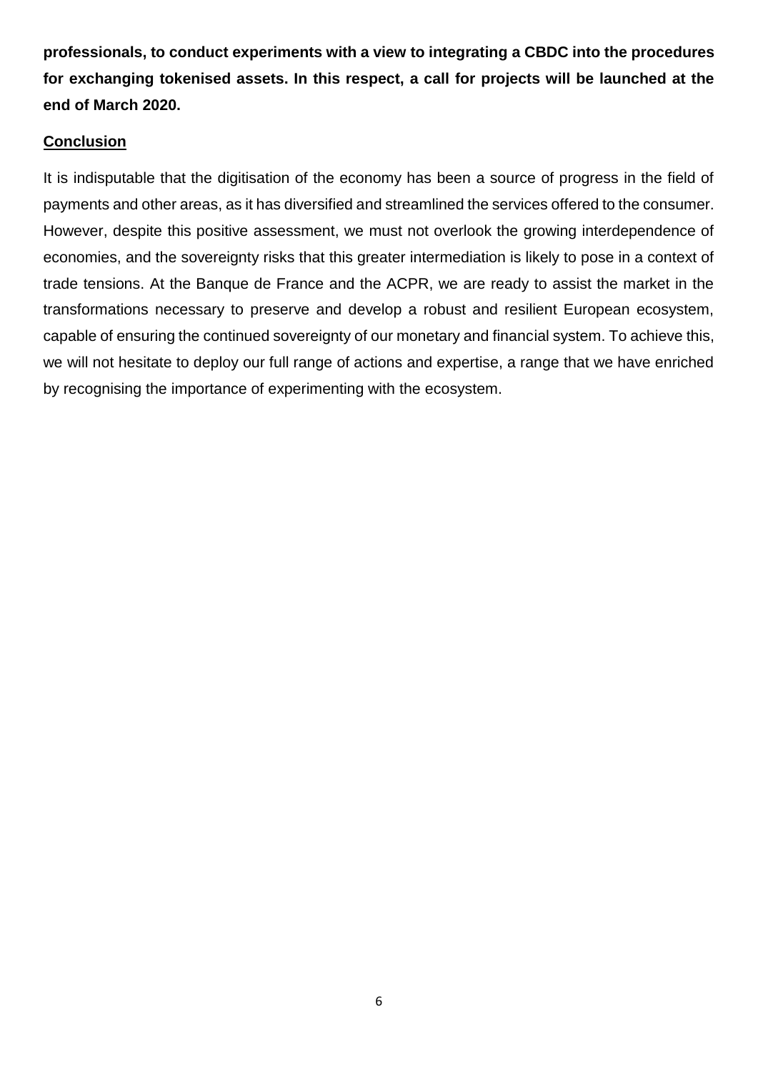**professionals, to conduct experiments with a view to integrating a CBDC into the procedures for exchanging tokenised assets. In this respect, a call for projects will be launched at the end of March 2020.**

## Conclusion

It is indisputable that the digitisation of the economy has been a source of progress in the field of payments and other areas, as it has diversified and streamlined the services offered to the consumer. However, despite this positive assessment, we must not overlook the growing interdependence of economies, and the sovereignty risks that this greater intermediation is likely to pose in a context of trade tensions. At the Banque de France and the ACPR, we are ready to assist the market in the transformations necessary to preserve and develop a robust and resilient European ecosystem, capable of ensuring the continued sovereignty of our monetary and financial system. To achieve this, we will not hesitate to deploy our full range of actions and expertise, a range that we have enriched by recognising the importance of experimenting with the ecosystem.